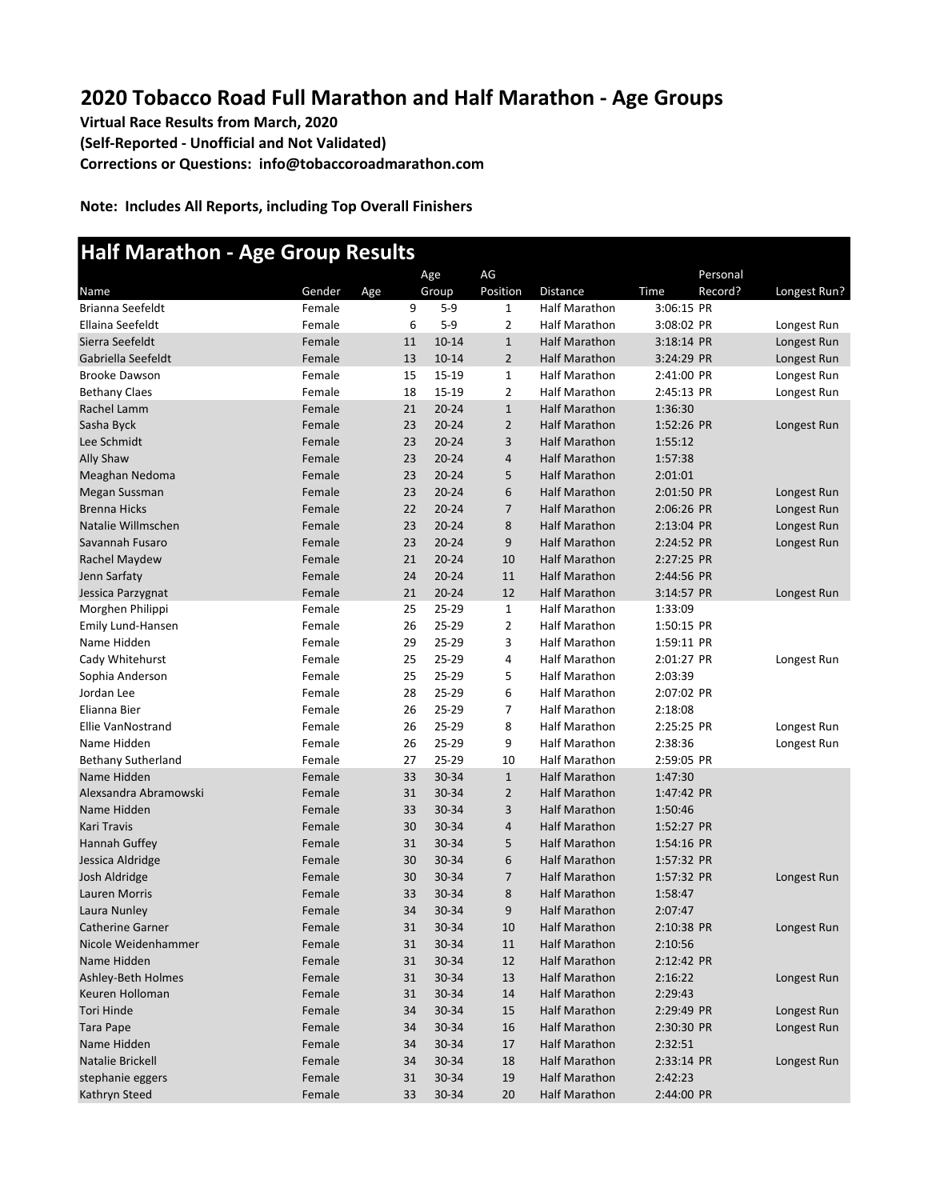# 2020 Tobacco Road Full Marathon and Half Marathon - Age Groups

**Virtual Race Results from March, 2020**

**(Self-Reported - Unofficial and Not Validated)**

**Corrections or Questions: info@tobaccoroadmarathon.com**

**Note: Includes All Reports, including Top Overall Finishers**

## Half Marathon - Age Group Results

| Name | Gender | Age | Age Group | AG Position | Distance | Time | Personal Record? | Longest Run? |
|---|---|---|---|---|---|---|---|---|
| Brianna Seefeldt | Female | 9 | 5-9 | 1 | Half Marathon | 3:06:15 | PR | |
| Ellaina Seefeldt | Female | 6 | 5-9 | 2 | Half Marathon | 3:08:02 | PR | Longest Run |
| Sierra Seefeldt | Female | 11 | 10-14 | 1 | Half Marathon | 3:18:14 | PR | Longest Run |
| Gabriella Seefeldt | Female | 13 | 10-14 | 2 | Half Marathon | 3:24:29 | PR | Longest Run |
| Brooke Dawson | Female | 15 | 15-19 | 1 | Half Marathon | 2:41:00 | PR | Longest Run |
| Bethany Claes | Female | 18 | 15-19 | 2 | Half Marathon | 2:45:13 | PR | Longest Run |
| Rachel Lamm | Female | 21 | 20-24 | 1 | Half Marathon | 1:36:30 | | |
| Sasha Byck | Female | 23 | 20-24 | 2 | Half Marathon | 1:52:26 | PR | Longest Run |
| Lee Schmidt | Female | 23 | 20-24 | 3 | Half Marathon | 1:55:12 | | |
| Ally Shaw | Female | 23 | 20-24 | 4 | Half Marathon | 1:57:38 | | |
| Meaghan Nedoma | Female | 23 | 20-24 | 5 | Half Marathon | 2:01:01 | | |
| Megan Sussman | Female | 23 | 20-24 | 6 | Half Marathon | 2:01:50 | PR | Longest Run |
| Brenna Hicks | Female | 22 | 20-24 | 7 | Half Marathon | 2:06:26 | PR | Longest Run |
| Natalie Willmschen | Female | 23 | 20-24 | 8 | Half Marathon | 2:13:04 | PR | Longest Run |
| Savannah Fusaro | Female | 23 | 20-24 | 9 | Half Marathon | 2:24:52 | PR | Longest Run |
| Rachel Maydew | Female | 21 | 20-24 | 10 | Half Marathon | 2:27:25 | PR | |
| Jenn Sarfaty | Female | 24 | 20-24 | 11 | Half Marathon | 2:44:56 | PR | |
| Jessica Parzygnat | Female | 21 | 20-24 | 12 | Half Marathon | 3:14:57 | PR | Longest Run |
| Morghen Philippi | Female | 25 | 25-29 | 1 | Half Marathon | 1:33:09 | | |
| Emily Lund-Hansen | Female | 26 | 25-29 | 2 | Half Marathon | 1:50:15 | PR | |
| Name Hidden | Female | 29 | 25-29 | 3 | Half Marathon | 1:59:11 | PR | |
| Cady Whitehurst | Female | 25 | 25-29 | 4 | Half Marathon | 2:01:27 | PR | Longest Run |
| Sophia Anderson | Female | 25 | 25-29 | 5 | Half Marathon | 2:03:39 | | |
| Jordan Lee | Female | 28 | 25-29 | 6 | Half Marathon | 2:07:02 | PR | |
| Elianna Bier | Female | 26 | 25-29 | 7 | Half Marathon | 2:18:08 | | |
| Ellie VanNostrand | Female | 26 | 25-29 | 8 | Half Marathon | 2:25:25 | PR | Longest Run |
| Name Hidden | Female | 26 | 25-29 | 9 | Half Marathon | 2:38:36 | | Longest Run |
| Bethany Sutherland | Female | 27 | 25-29 | 10 | Half Marathon | 2:59:05 | PR | |
| Name Hidden | Female | 33 | 30-34 | 1 | Half Marathon | 1:47:30 | | |
| Alexsandra Abramowski | Female | 31 | 30-34 | 2 | Half Marathon | 1:47:42 | PR | |
| Name Hidden | Female | 33 | 30-34 | 3 | Half Marathon | 1:50:46 | | |
| Kari Travis | Female | 30 | 30-34 | 4 | Half Marathon | 1:52:27 | PR | |
| Hannah Guffey | Female | 31 | 30-34 | 5 | Half Marathon | 1:54:16 | PR | |
| Jessica Aldridge | Female | 30 | 30-34 | 6 | Half Marathon | 1:57:32 | PR | |
| Josh Aldridge | Female | 30 | 30-34 | 7 | Half Marathon | 1:57:32 | PR | Longest Run |
| Lauren Morris | Female | 33 | 30-34 | 8 | Half Marathon | 1:58:47 | | |
| Laura Nunley | Female | 34 | 30-34 | 9 | Half Marathon | 2:07:47 | | |
| Catherine Garner | Female | 31 | 30-34 | 10 | Half Marathon | 2:10:38 | PR | Longest Run |
| Nicole Weidenhammer | Female | 31 | 30-34 | 11 | Half Marathon | 2:10:56 | | |
| Name Hidden | Female | 31 | 30-34 | 12 | Half Marathon | 2:12:42 | PR | |
| Ashley-Beth Holmes | Female | 31 | 30-34 | 13 | Half Marathon | 2:16:22 | | Longest Run |
| Keuren Holloman | Female | 31 | 30-34 | 14 | Half Marathon | 2:29:43 | | |
| Tori Hinde | Female | 34 | 30-34 | 15 | Half Marathon | 2:29:49 | PR | Longest Run |
| Tara Pape | Female | 34 | 30-34 | 16 | Half Marathon | 2:30:30 | PR | Longest Run |
| Name Hidden | Female | 34 | 30-34 | 17 | Half Marathon | 2:32:51 | | |
| Natalie Brickell | Female | 34 | 30-34 | 18 | Half Marathon | 2:33:14 | PR | Longest Run |
| stephanie eggers | Female | 31 | 30-34 | 19 | Half Marathon | 2:42:23 | | |
| Kathryn Steed | Female | 33 | 30-34 | 20 | Half Marathon | 2:44:00 | PR | |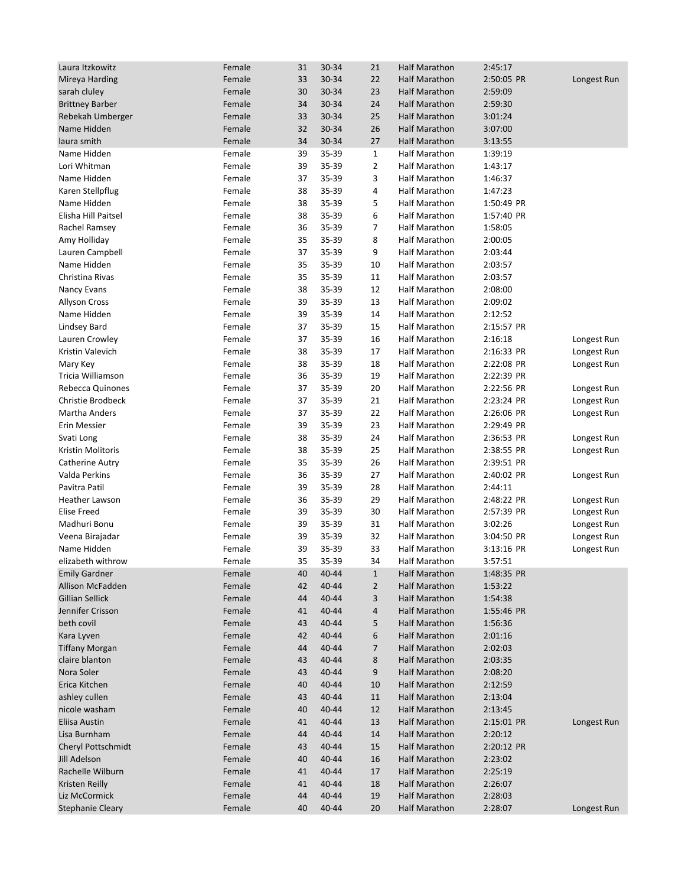| | | | | | | | |
|---|---|---|---|---|---|---|---|
| Laura Itzkowitz | Female | 31 | 30-34 | 21 | Half Marathon | 2:45:17 | |
| Mireya Harding | Female | 33 | 30-34 | 22 | Half Marathon | 2:50:05 PR | Longest Run |
| sarah cluley | Female | 30 | 30-34 | 23 | Half Marathon | 2:59:09 | |
| Brittney Barber | Female | 34 | 30-34 | 24 | Half Marathon | 2:59:30 | |
| Rebekah Umberger | Female | 33 | 30-34 | 25 | Half Marathon | 3:01:24 | |
| Name Hidden | Female | 32 | 30-34 | 26 | Half Marathon | 3:07:00 | |
| laura smith | Female | 34 | 30-34 | 27 | Half Marathon | 3:13:55 | |
| Name Hidden | Female | 39 | 35-39 | 1 | Half Marathon | 1:39:19 | |
| Lori Whitman | Female | 39 | 35-39 | 2 | Half Marathon | 1:43:17 | |
| Name Hidden | Female | 37 | 35-39 | 3 | Half Marathon | 1:46:37 | |
| Karen Stellpflug | Female | 38 | 35-39 | 4 | Half Marathon | 1:47:23 | |
| Name Hidden | Female | 38 | 35-39 | 5 | Half Marathon | 1:50:49 PR | |
| Elisha Hill Paitsel | Female | 38 | 35-39 | 6 | Half Marathon | 1:57:40 PR | |
| Rachel Ramsey | Female | 36 | 35-39 | 7 | Half Marathon | 1:58:05 | |
| Amy Holliday | Female | 35 | 35-39 | 8 | Half Marathon | 2:00:05 | |
| Lauren Campbell | Female | 37 | 35-39 | 9 | Half Marathon | 2:03:44 | |
| Name Hidden | Female | 35 | 35-39 | 10 | Half Marathon | 2:03:57 | |
| Christina Rivas | Female | 35 | 35-39 | 11 | Half Marathon | 2:03:57 | |
| Nancy Evans | Female | 38 | 35-39 | 12 | Half Marathon | 2:08:00 | |
| Allyson Cross | Female | 39 | 35-39 | 13 | Half Marathon | 2:09:02 | |
| Name Hidden | Female | 39 | 35-39 | 14 | Half Marathon | 2:12:52 | |
| Lindsey Bard | Female | 37 | 35-39 | 15 | Half Marathon | 2:15:57 PR | |
| Lauren Crowley | Female | 37 | 35-39 | 16 | Half Marathon | 2:16:18 | Longest Run |
| Kristin Valevich | Female | 38 | 35-39 | 17 | Half Marathon | 2:16:33 PR | Longest Run |
| Mary Key | Female | 38 | 35-39 | 18 | Half Marathon | 2:22:08 PR | Longest Run |
| Tricia Williamson | Female | 36 | 35-39 | 19 | Half Marathon | 2:22:39 PR | |
| Rebecca Quinones | Female | 37 | 35-39 | 20 | Half Marathon | 2:22:56 PR | Longest Run |
| Christie Brodbeck | Female | 37 | 35-39 | 21 | Half Marathon | 2:23:24 PR | Longest Run |
| Martha Anders | Female | 37 | 35-39 | 22 | Half Marathon | 2:26:06 PR | Longest Run |
| Erin Messier | Female | 39 | 35-39 | 23 | Half Marathon | 2:29:49 PR | |
| Svati Long | Female | 38 | 35-39 | 24 | Half Marathon | 2:36:53 PR | Longest Run |
| Kristin Molitoris | Female | 38 | 35-39 | 25 | Half Marathon | 2:38:55 PR | Longest Run |
| Catherine Autry | Female | 35 | 35-39 | 26 | Half Marathon | 2:39:51 PR | |
| Valda Perkins | Female | 36 | 35-39 | 27 | Half Marathon | 2:40:02 PR | Longest Run |
| Pavitra Patil | Female | 39 | 35-39 | 28 | Half Marathon | 2:44:11 | |
| Heather Lawson | Female | 36 | 35-39 | 29 | Half Marathon | 2:48:22 PR | Longest Run |
| Elise Freed | Female | 39 | 35-39 | 30 | Half Marathon | 2:57:39 PR | Longest Run |
| Madhuri Bonu | Female | 39 | 35-39 | 31 | Half Marathon | 3:02:26 | Longest Run |
| Veena Birajadar | Female | 39 | 35-39 | 32 | Half Marathon | 3:04:50 PR | Longest Run |
| Name Hidden | Female | 39 | 35-39 | 33 | Half Marathon | 3:13:16 PR | Longest Run |
| elizabeth withrow | Female | 35 | 35-39 | 34 | Half Marathon | 3:57:51 | |
| Emily Gardner | Female | 40 | 40-44 | 1 | Half Marathon | 1:48:35 PR | |
| Allison McFadden | Female | 42 | 40-44 | 2 | Half Marathon | 1:53:22 | |
| Gillian Sellick | Female | 44 | 40-44 | 3 | Half Marathon | 1:54:38 | |
| Jennifer Crisson | Female | 41 | 40-44 | 4 | Half Marathon | 1:55:46 PR | |
| beth covil | Female | 43 | 40-44 | 5 | Half Marathon | 1:56:36 | |
| Kara Lyven | Female | 42 | 40-44 | 6 | Half Marathon | 2:01:16 | |
| Tiffany Morgan | Female | 44 | 40-44 | 7 | Half Marathon | 2:02:03 | |
| claire blanton | Female | 43 | 40-44 | 8 | Half Marathon | 2:03:35 | |
| Nora Soler | Female | 43 | 40-44 | 9 | Half Marathon | 2:08:20 | |
| Erica Kitchen | Female | 40 | 40-44 | 10 | Half Marathon | 2:12:59 | |
| ashley cullen | Female | 43 | 40-44 | 11 | Half Marathon | 2:13:04 | |
| nicole washam | Female | 40 | 40-44 | 12 | Half Marathon | 2:13:45 | |
| Eliisa Austin | Female | 41 | 40-44 | 13 | Half Marathon | 2:15:01 PR | Longest Run |
| Lisa Burnham | Female | 44 | 40-44 | 14 | Half Marathon | 2:20:12 | |
| Cheryl Pottschmidt | Female | 43 | 40-44 | 15 | Half Marathon | 2:20:12 PR | |
| Jill Adelson | Female | 40 | 40-44 | 16 | Half Marathon | 2:23:02 | |
| Rachelle Wilburn | Female | 41 | 40-44 | 17 | Half Marathon | 2:25:19 | |
| Kristen Reilly | Female | 41 | 40-44 | 18 | Half Marathon | 2:26:07 | |
| Liz McCormick | Female | 44 | 40-44 | 19 | Half Marathon | 2:28:03 | |
| Stephanie Cleary | Female | 40 | 40-44 | 20 | Half Marathon | 2:28:07 | Longest Run |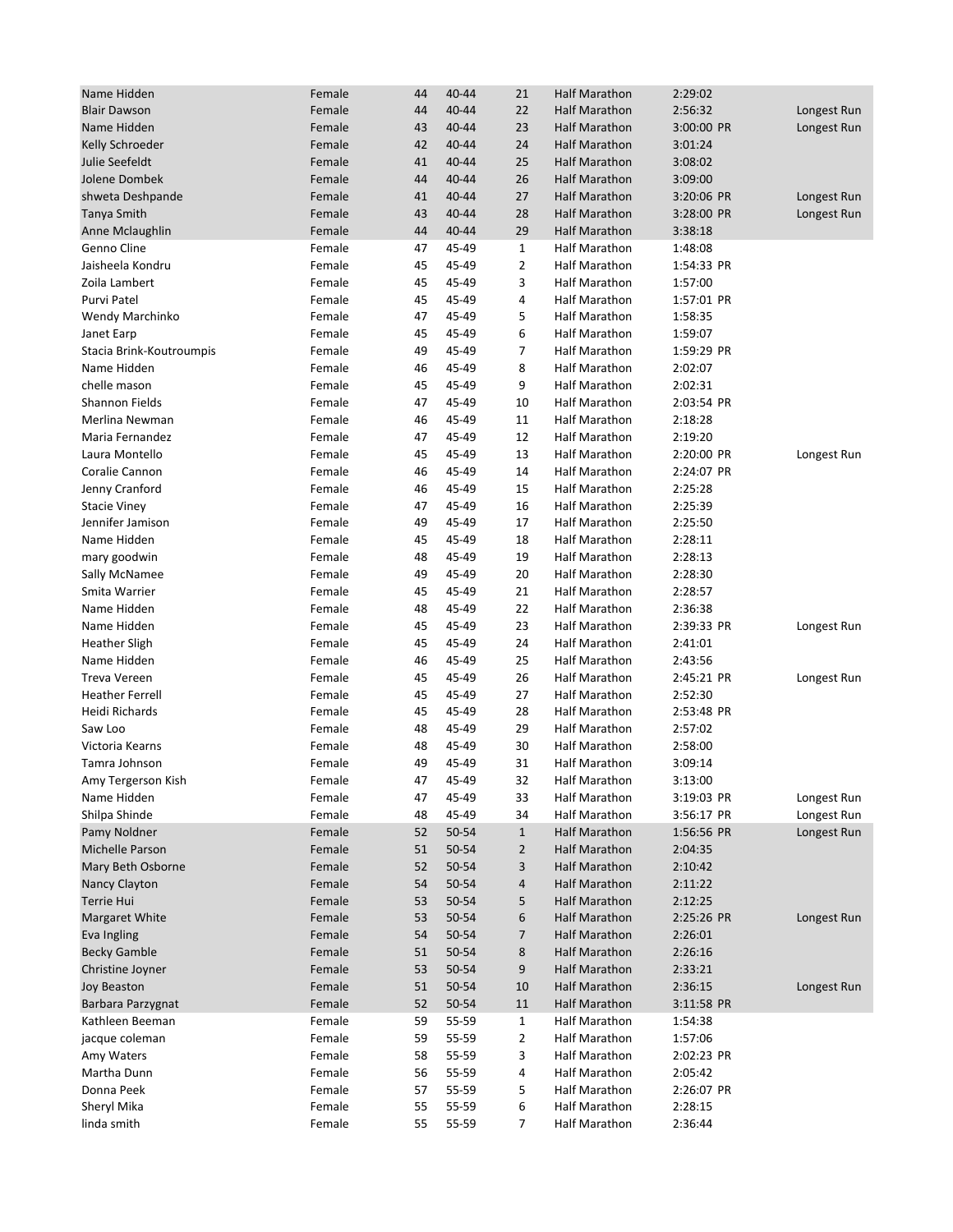| | | | | | | | |
|---|---|---|---|---|---|---|---|
| Name Hidden | Female | 44 | 40-44 | 21 | Half Marathon | 2:29:02 | |
| Blair Dawson | Female | 44 | 40-44 | 22 | Half Marathon | 2:56:32 | Longest Run |
| Name Hidden | Female | 43 | 40-44 | 23 | Half Marathon | 3:00:00 PR | Longest Run |
| Kelly Schroeder | Female | 42 | 40-44 | 24 | Half Marathon | 3:01:24 | |
| Julie Seefeldt | Female | 41 | 40-44 | 25 | Half Marathon | 3:08:02 | |
| Jolene Dombek | Female | 44 | 40-44 | 26 | Half Marathon | 3:09:00 | |
| shweta Deshpande | Female | 41 | 40-44 | 27 | Half Marathon | 3:20:06 PR | Longest Run |
| Tanya Smith | Female | 43 | 40-44 | 28 | Half Marathon | 3:28:00 PR | Longest Run |
| Anne Mclaughlin | Female | 44 | 40-44 | 29 | Half Marathon | 3:38:18 | |
| Genno Cline | Female | 47 | 45-49 | 1 | Half Marathon | 1:48:08 | |
| Jaisheela Kondru | Female | 45 | 45-49 | 2 | Half Marathon | 1:54:33 PR | |
| Zoila Lambert | Female | 45 | 45-49 | 3 | Half Marathon | 1:57:00 | |
| Purvi Patel | Female | 45 | 45-49 | 4 | Half Marathon | 1:57:01 PR | |
| Wendy Marchinko | Female | 47 | 45-49 | 5 | Half Marathon | 1:58:35 | |
| Janet Earp | Female | 45 | 45-49 | 6 | Half Marathon | 1:59:07 | |
| Stacia Brink-Koutroumpis | Female | 49 | 45-49 | 7 | Half Marathon | 1:59:29 PR | |
| Name Hidden | Female | 46 | 45-49 | 8 | Half Marathon | 2:02:07 | |
| chelle mason | Female | 45 | 45-49 | 9 | Half Marathon | 2:02:31 | |
| Shannon Fields | Female | 47 | 45-49 | 10 | Half Marathon | 2:03:54 PR | |
| Merlina Newman | Female | 46 | 45-49 | 11 | Half Marathon | 2:18:28 | |
| Maria Fernandez | Female | 47 | 45-49 | 12 | Half Marathon | 2:19:20 | |
| Laura Montello | Female | 45 | 45-49 | 13 | Half Marathon | 2:20:00 PR | Longest Run |
| Coralie Cannon | Female | 46 | 45-49 | 14 | Half Marathon | 2:24:07 PR | |
| Jenny Cranford | Female | 46 | 45-49 | 15 | Half Marathon | 2:25:28 | |
| Stacie Viney | Female | 47 | 45-49 | 16 | Half Marathon | 2:25:39 | |
| Jennifer Jamison | Female | 49 | 45-49 | 17 | Half Marathon | 2:25:50 | |
| Name Hidden | Female | 45 | 45-49 | 18 | Half Marathon | 2:28:11 | |
| mary goodwin | Female | 48 | 45-49 | 19 | Half Marathon | 2:28:13 | |
| Sally McNamee | Female | 49 | 45-49 | 20 | Half Marathon | 2:28:30 | |
| Smita Warrier | Female | 45 | 45-49 | 21 | Half Marathon | 2:28:57 | |
| Name Hidden | Female | 48 | 45-49 | 22 | Half Marathon | 2:36:38 | |
| Name Hidden | Female | 45 | 45-49 | 23 | Half Marathon | 2:39:33 PR | Longest Run |
| Heather Sligh | Female | 45 | 45-49 | 24 | Half Marathon | 2:41:01 | |
| Name Hidden | Female | 46 | 45-49 | 25 | Half Marathon | 2:43:56 | |
| Treva Vereen | Female | 45 | 45-49 | 26 | Half Marathon | 2:45:21 PR | Longest Run |
| Heather Ferrell | Female | 45 | 45-49 | 27 | Half Marathon | 2:52:30 | |
| Heidi Richards | Female | 45 | 45-49 | 28 | Half Marathon | 2:53:48 PR | |
| Saw Loo | Female | 48 | 45-49 | 29 | Half Marathon | 2:57:02 | |
| Victoria Kearns | Female | 48 | 45-49 | 30 | Half Marathon | 2:58:00 | |
| Tamra Johnson | Female | 49 | 45-49 | 31 | Half Marathon | 3:09:14 | |
| Amy Tergerson Kish | Female | 47 | 45-49 | 32 | Half Marathon | 3:13:00 | |
| Name Hidden | Female | 47 | 45-49 | 33 | Half Marathon | 3:19:03 PR | Longest Run |
| Shilpa Shinde | Female | 48 | 45-49 | 34 | Half Marathon | 3:56:17 PR | Longest Run |
| Pamy Noldner | Female | 52 | 50-54 | 1 | Half Marathon | 1:56:56 PR | Longest Run |
| Michelle Parson | Female | 51 | 50-54 | 2 | Half Marathon | 2:04:35 | |
| Mary Beth Osborne | Female | 52 | 50-54 | 3 | Half Marathon | 2:10:42 | |
| Nancy Clayton | Female | 54 | 50-54 | 4 | Half Marathon | 2:11:22 | |
| Terrie Hui | Female | 53 | 50-54 | 5 | Half Marathon | 2:12:25 | |
| Margaret White | Female | 53 | 50-54 | 6 | Half Marathon | 2:25:26 PR | Longest Run |
| Eva Ingling | Female | 54 | 50-54 | 7 | Half Marathon | 2:26:01 | |
| Becky Gamble | Female | 51 | 50-54 | 8 | Half Marathon | 2:26:16 | |
| Christine Joyner | Female | 53 | 50-54 | 9 | Half Marathon | 2:33:21 | |
| Joy Beaston | Female | 51 | 50-54 | 10 | Half Marathon | 2:36:15 | Longest Run |
| Barbara Parzygnat | Female | 52 | 50-54 | 11 | Half Marathon | 3:11:58 PR | |
| Kathleen Beeman | Female | 59 | 55-59 | 1 | Half Marathon | 1:54:38 | |
| jacque coleman | Female | 59 | 55-59 | 2 | Half Marathon | 1:57:06 | |
| Amy Waters | Female | 58 | 55-59 | 3 | Half Marathon | 2:02:23 PR | |
| Martha Dunn | Female | 56 | 55-59 | 4 | Half Marathon | 2:05:42 | |
| Donna Peek | Female | 57 | 55-59 | 5 | Half Marathon | 2:26:07 PR | |
| Sheryl Mika | Female | 55 | 55-59 | 6 | Half Marathon | 2:28:15 | |
| linda smith | Female | 55 | 55-59 | 7 | Half Marathon | 2:36:44 | |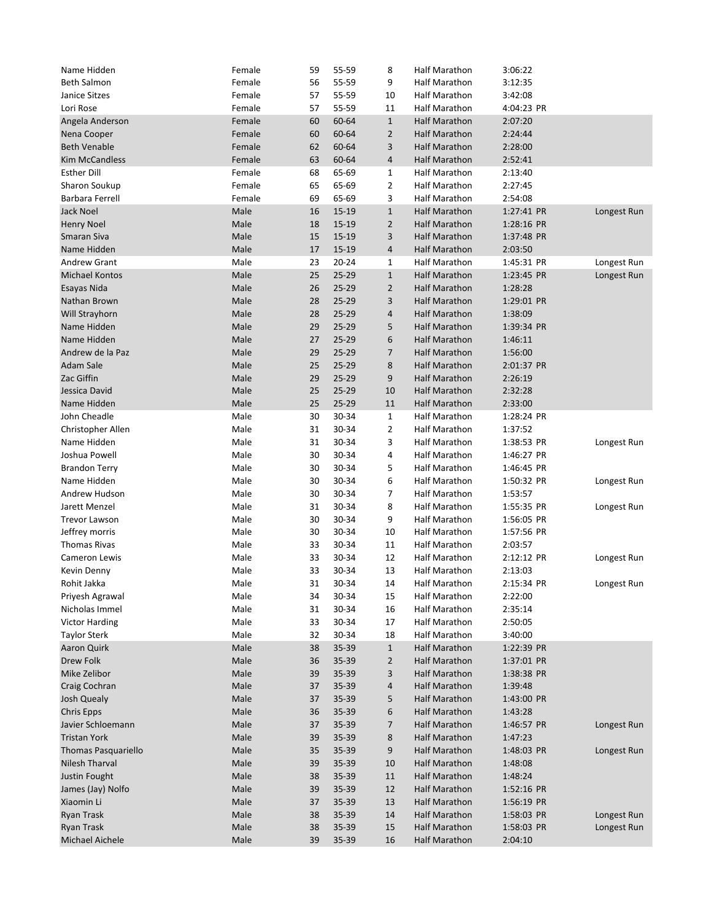| | | | | | | | |
|---|---|---|---|---|---|---|---|
| Name Hidden | Female | 59 | 55-59 | 8 | Half Marathon | 3:06:22 | |
| Beth Salmon | Female | 56 | 55-59 | 9 | Half Marathon | 3:12:35 | |
| Janice Sitzes | Female | 57 | 55-59 | 10 | Half Marathon | 3:42:08 | |
| Lori Rose | Female | 57 | 55-59 | 11 | Half Marathon | 4:04:23 PR | |
| Angela Anderson | Female | 60 | 60-64 | 1 | Half Marathon | 2:07:20 | |
| Nena Cooper | Female | 60 | 60-64 | 2 | Half Marathon | 2:24:44 | |
| Beth Venable | Female | 62 | 60-64 | 3 | Half Marathon | 2:28:00 | |
| Kim McCandless | Female | 63 | 60-64 | 4 | Half Marathon | 2:52:41 | |
| Esther Dill | Female | 68 | 65-69 | 1 | Half Marathon | 2:13:40 | |
| Sharon Soukup | Female | 65 | 65-69 | 2 | Half Marathon | 2:27:45 | |
| Barbara Ferrell | Female | 69 | 65-69 | 3 | Half Marathon | 2:54:08 | |
| Jack Noel | Male | 16 | 15-19 | 1 | Half Marathon | 1:27:41 PR | Longest Run |
| Henry Noel | Male | 18 | 15-19 | 2 | Half Marathon | 1:28:16 PR | |
| Smaran Siva | Male | 15 | 15-19 | 3 | Half Marathon | 1:37:48 PR | |
| Name Hidden | Male | 17 | 15-19 | 4 | Half Marathon | 2:03:50 | |
| Andrew Grant | Male | 23 | 20-24 | 1 | Half Marathon | 1:45:31 PR | Longest Run |
| Michael Kontos | Male | 25 | 25-29 | 1 | Half Marathon | 1:23:45 PR | Longest Run |
| Esayas Nida | Male | 26 | 25-29 | 2 | Half Marathon | 1:28:28 | |
| Nathan Brown | Male | 28 | 25-29 | 3 | Half Marathon | 1:29:01 PR | |
| Will Strayhorn | Male | 28 | 25-29 | 4 | Half Marathon | 1:38:09 | |
| Name Hidden | Male | 29 | 25-29 | 5 | Half Marathon | 1:39:34 PR | |
| Name Hidden | Male | 27 | 25-29 | 6 | Half Marathon | 1:46:11 | |
| Andrew de la Paz | Male | 29 | 25-29 | 7 | Half Marathon | 1:56:00 | |
| Adam Sale | Male | 25 | 25-29 | 8 | Half Marathon | 2:01:37 PR | |
| Zac Giffin | Male | 29 | 25-29 | 9 | Half Marathon | 2:26:19 | |
| Jessica David | Male | 25 | 25-29 | 10 | Half Marathon | 2:32:28 | |
| Name Hidden | Male | 25 | 25-29 | 11 | Half Marathon | 2:33:00 | |
| John Cheadle | Male | 30 | 30-34 | 1 | Half Marathon | 1:28:24 PR | |
| Christopher Allen | Male | 31 | 30-34 | 2 | Half Marathon | 1:37:52 | |
| Name Hidden | Male | 31 | 30-34 | 3 | Half Marathon | 1:38:53 PR | Longest Run |
| Joshua Powell | Male | 30 | 30-34 | 4 | Half Marathon | 1:46:27 PR | |
| Brandon Terry | Male | 30 | 30-34 | 5 | Half Marathon | 1:46:45 PR | |
| Name Hidden | Male | 30 | 30-34 | 6 | Half Marathon | 1:50:32 PR | Longest Run |
| Andrew Hudson | Male | 30 | 30-34 | 7 | Half Marathon | 1:53:57 | |
| Jarett Menzel | Male | 31 | 30-34 | 8 | Half Marathon | 1:55:35 PR | Longest Run |
| Trevor Lawson | Male | 30 | 30-34 | 9 | Half Marathon | 1:56:05 PR | |
| Jeffrey morris | Male | 30 | 30-34 | 10 | Half Marathon | 1:57:56 PR | |
| Thomas Rivas | Male | 33 | 30-34 | 11 | Half Marathon | 2:03:57 | |
| Cameron Lewis | Male | 33 | 30-34 | 12 | Half Marathon | 2:12:12 PR | Longest Run |
| Kevin Denny | Male | 33 | 30-34 | 13 | Half Marathon | 2:13:03 | |
| Rohit Jakka | Male | 31 | 30-34 | 14 | Half Marathon | 2:15:34 PR | Longest Run |
| Priyesh Agrawal | Male | 34 | 30-34 | 15 | Half Marathon | 2:22:00 | |
| Nicholas Immel | Male | 31 | 30-34 | 16 | Half Marathon | 2:35:14 | |
| Victor Harding | Male | 33 | 30-34 | 17 | Half Marathon | 2:50:05 | |
| Taylor Sterk | Male | 32 | 30-34 | 18 | Half Marathon | 3:40:00 | |
| Aaron Quirk | Male | 38 | 35-39 | 1 | Half Marathon | 1:22:39 PR | |
| Drew Folk | Male | 36 | 35-39 | 2 | Half Marathon | 1:37:01 PR | |
| Mike Zelibor | Male | 39 | 35-39 | 3 | Half Marathon | 1:38:38 PR | |
| Craig Cochran | Male | 37 | 35-39 | 4 | Half Marathon | 1:39:48 | |
| Josh Quealy | Male | 37 | 35-39 | 5 | Half Marathon | 1:43:00 PR | |
| Chris Epps | Male | 36 | 35-39 | 6 | Half Marathon | 1:43:28 | |
| Javier Schloemann | Male | 37 | 35-39 | 7 | Half Marathon | 1:46:57 PR | Longest Run |
| Tristan York | Male | 39 | 35-39 | 8 | Half Marathon | 1:47:23 | |
| Thomas Pasquariello | Male | 35 | 35-39 | 9 | Half Marathon | 1:48:03 PR | Longest Run |
| Nilesh Tharval | Male | 39 | 35-39 | 10 | Half Marathon | 1:48:08 | |
| Justin Fought | Male | 38 | 35-39 | 11 | Half Marathon | 1:48:24 | |
| James (Jay) Nolfo | Male | 39 | 35-39 | 12 | Half Marathon | 1:52:16 PR | |
| Xiaomin Li | Male | 37 | 35-39 | 13 | Half Marathon | 1:56:19 PR | |
| Ryan Trask | Male | 38 | 35-39 | 14 | Half Marathon | 1:58:03 PR | Longest Run |
| Ryan Trask | Male | 38 | 35-39 | 15 | Half Marathon | 1:58:03 PR | Longest Run |
| Michael Aichele | Male | 39 | 35-39 | 16 | Half Marathon | 2:04:10 | |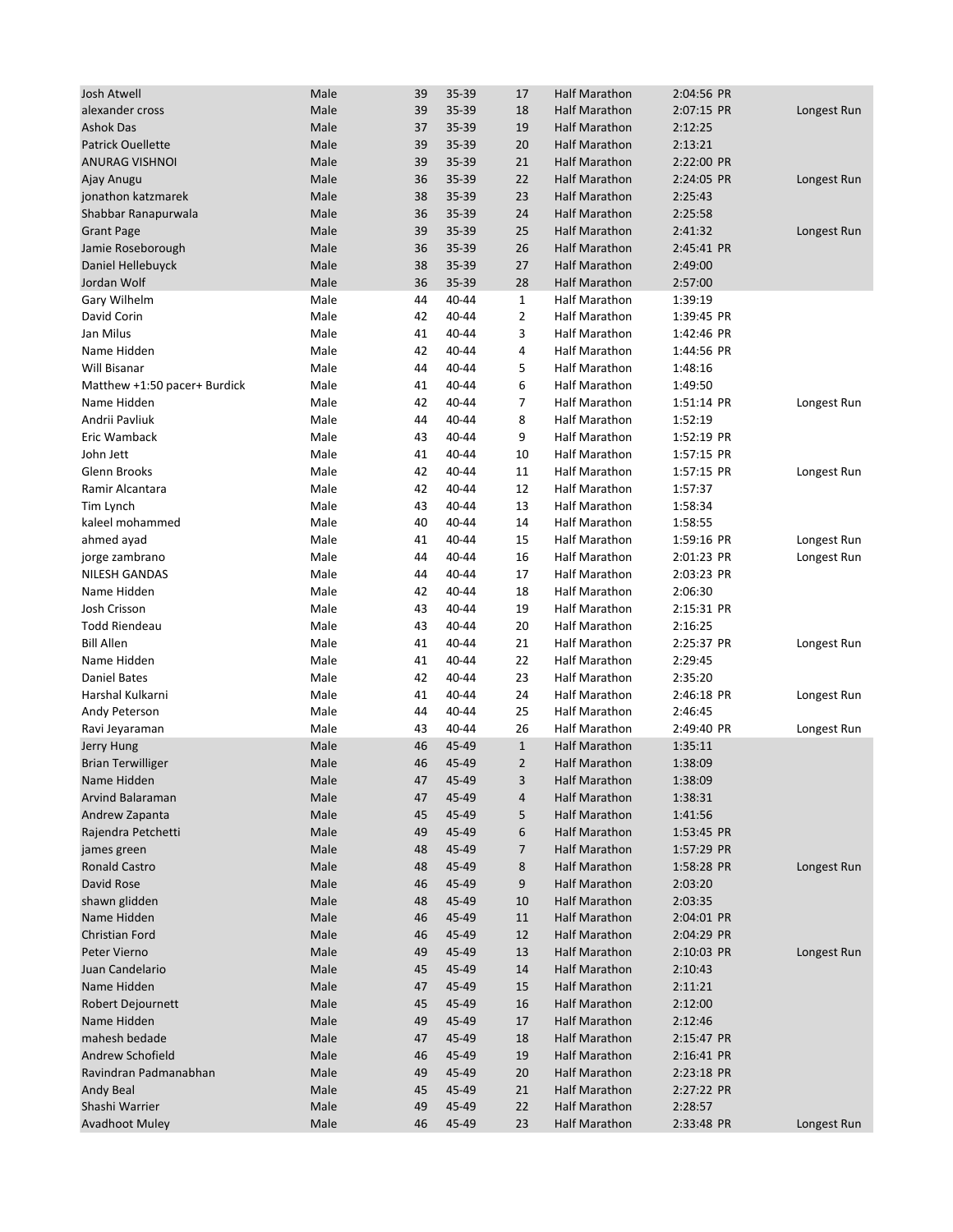| | | | | | | | |
|---|---|---|---|---|---|---|---|
| Josh Atwell | Male | 39 | 35-39 | 17 | Half Marathon | 2:04:56 PR | |
| alexander cross | Male | 39 | 35-39 | 18 | Half Marathon | 2:07:15 PR | Longest Run |
| Ashok Das | Male | 37 | 35-39 | 19 | Half Marathon | 2:12:25 | |
| Patrick Ouellette | Male | 39 | 35-39 | 20 | Half Marathon | 2:13:21 | |
| ANURAG VISHNOI | Male | 39 | 35-39 | 21 | Half Marathon | 2:22:00 PR | |
| Ajay Anugu | Male | 36 | 35-39 | 22 | Half Marathon | 2:24:05 PR | Longest Run |
| jonathon katzmarek | Male | 38 | 35-39 | 23 | Half Marathon | 2:25:43 | |
| Shabbar Ranapurwala | Male | 36 | 35-39 | 24 | Half Marathon | 2:25:58 | |
| Grant Page | Male | 39 | 35-39 | 25 | Half Marathon | 2:41:32 | Longest Run |
| Jamie Roseborough | Male | 36 | 35-39 | 26 | Half Marathon | 2:45:41 PR | |
| Daniel Hellebuyck | Male | 38 | 35-39 | 27 | Half Marathon | 2:49:00 | |
| Jordan Wolf | Male | 36 | 35-39 | 28 | Half Marathon | 2:57:00 | |
| Gary Wilhelm | Male | 44 | 40-44 | 1 | Half Marathon | 1:39:19 | |
| David Corin | Male | 42 | 40-44 | 2 | Half Marathon | 1:39:45 PR | |
| Jan Milus | Male | 41 | 40-44 | 3 | Half Marathon | 1:42:46 PR | |
| Name Hidden | Male | 42 | 40-44 | 4 | Half Marathon | 1:44:56 PR | |
| Will Bisanar | Male | 44 | 40-44 | 5 | Half Marathon | 1:48:16 | |
| Matthew +1:50 pacer+ Burdick | Male | 41 | 40-44 | 6 | Half Marathon | 1:49:50 | |
| Name Hidden | Male | 42 | 40-44 | 7 | Half Marathon | 1:51:14 PR | Longest Run |
| Andrii Pavliuk | Male | 44 | 40-44 | 8 | Half Marathon | 1:52:19 | |
| Eric Wamback | Male | 43 | 40-44 | 9 | Half Marathon | 1:52:19 PR | |
| John Jett | Male | 41 | 40-44 | 10 | Half Marathon | 1:57:15 PR | |
| Glenn Brooks | Male | 42 | 40-44 | 11 | Half Marathon | 1:57:15 PR | Longest Run |
| Ramir Alcantara | Male | 42 | 40-44 | 12 | Half Marathon | 1:57:37 | |
| Tim Lynch | Male | 43 | 40-44 | 13 | Half Marathon | 1:58:34 | |
| kaleel mohammed | Male | 40 | 40-44 | 14 | Half Marathon | 1:58:55 | |
| ahmed ayad | Male | 41 | 40-44 | 15 | Half Marathon | 1:59:16 PR | Longest Run |
| jorge zambrano | Male | 44 | 40-44 | 16 | Half Marathon | 2:01:23 PR | Longest Run |
| NILESH GANDAS | Male | 44 | 40-44 | 17 | Half Marathon | 2:03:23 PR | |
| Name Hidden | Male | 42 | 40-44 | 18 | Half Marathon | 2:06:30 | |
| Josh Crisson | Male | 43 | 40-44 | 19 | Half Marathon | 2:15:31 PR | |
| Todd Riendeau | Male | 43 | 40-44 | 20 | Half Marathon | 2:16:25 | |
| Bill Allen | Male | 41 | 40-44 | 21 | Half Marathon | 2:25:37 PR | Longest Run |
| Name Hidden | Male | 41 | 40-44 | 22 | Half Marathon | 2:29:45 | |
| Daniel Bates | Male | 42 | 40-44 | 23 | Half Marathon | 2:35:20 | |
| Harshal Kulkarni | Male | 41 | 40-44 | 24 | Half Marathon | 2:46:18 PR | Longest Run |
| Andy Peterson | Male | 44 | 40-44 | 25 | Half Marathon | 2:46:45 | |
| Ravi Jeyaraman | Male | 43 | 40-44 | 26 | Half Marathon | 2:49:40 PR | Longest Run |
| Jerry Hung | Male | 46 | 45-49 | 1 | Half Marathon | 1:35:11 | |
| Brian Terwilliger | Male | 46 | 45-49 | 2 | Half Marathon | 1:38:09 | |
| Name Hidden | Male | 47 | 45-49 | 3 | Half Marathon | 1:38:09 | |
| Arvind Balaraman | Male | 47 | 45-49 | 4 | Half Marathon | 1:38:31 | |
| Andrew Zapanta | Male | 45 | 45-49 | 5 | Half Marathon | 1:41:56 | |
| Rajendra Petchetti | Male | 49 | 45-49 | 6 | Half Marathon | 1:53:45 PR | |
| james green | Male | 48 | 45-49 | 7 | Half Marathon | 1:57:29 PR | |
| Ronald Castro | Male | 48 | 45-49 | 8 | Half Marathon | 1:58:28 PR | Longest Run |
| David Rose | Male | 46 | 45-49 | 9 | Half Marathon | 2:03:20 | |
| shawn glidden | Male | 48 | 45-49 | 10 | Half Marathon | 2:03:35 | |
| Name Hidden | Male | 46 | 45-49 | 11 | Half Marathon | 2:04:01 PR | |
| Christian Ford | Male | 46 | 45-49 | 12 | Half Marathon | 2:04:29 PR | |
| Peter Vierno | Male | 49 | 45-49 | 13 | Half Marathon | 2:10:03 PR | Longest Run |
| Juan Candelario | Male | 45 | 45-49 | 14 | Half Marathon | 2:10:43 | |
| Name Hidden | Male | 47 | 45-49 | 15 | Half Marathon | 2:11:21 | |
| Robert Dejournett | Male | 45 | 45-49 | 16 | Half Marathon | 2:12:00 | |
| Name Hidden | Male | 49 | 45-49 | 17 | Half Marathon | 2:12:46 | |
| mahesh bedade | Male | 47 | 45-49 | 18 | Half Marathon | 2:15:47 PR | |
| Andrew Schofield | Male | 46 | 45-49 | 19 | Half Marathon | 2:16:41 PR | |
| Ravindran Padmanabhan | Male | 49 | 45-49 | 20 | Half Marathon | 2:23:18 PR | |
| Andy Beal | Male | 45 | 45-49 | 21 | Half Marathon | 2:27:22 PR | |
| Shashi Warrier | Male | 49 | 45-49 | 22 | Half Marathon | 2:28:57 | |
| Avadhoot Muley | Male | 46 | 45-49 | 23 | Half Marathon | 2:33:48 PR | Longest Run |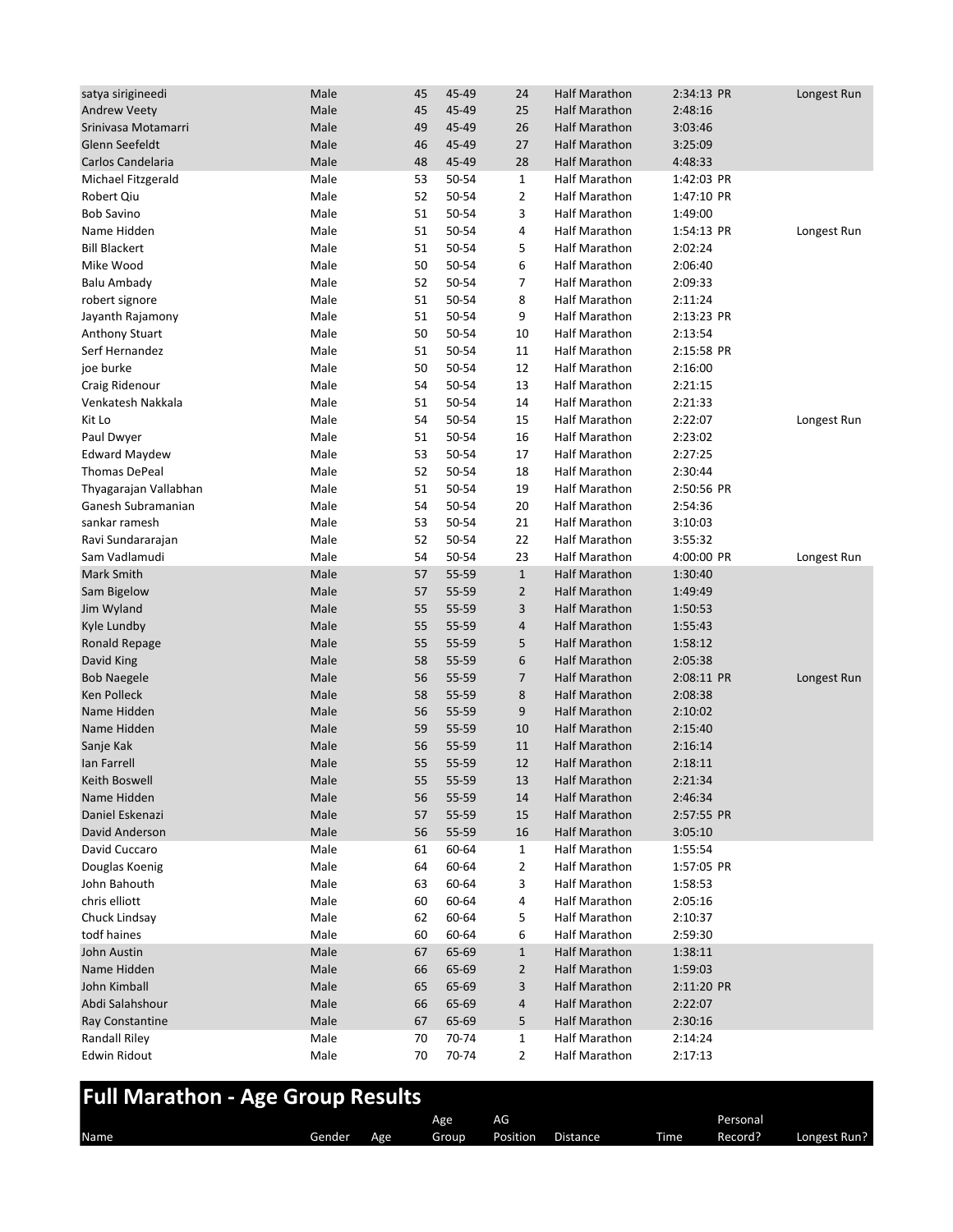| | | | | | | | | |
|---|---|---|---|---|---|---|---|---|
| satya sirigineedi | Male | 45 | 45-49 | 24 | Half Marathon | 2:34:13 | PR | Longest Run |
| Andrew Veety | Male | 45 | 45-49 | 25 | Half Marathon | 2:48:16 | | |
| Srinivasa Motamarri | Male | 49 | 45-49 | 26 | Half Marathon | 3:03:46 | | |
| Glenn Seefeldt | Male | 46 | 45-49 | 27 | Half Marathon | 3:25:09 | | |
| Carlos Candelaria | Male | 48 | 45-49 | 28 | Half Marathon | 4:48:33 | | |
| Michael Fitzgerald | Male | 53 | 50-54 | 1 | Half Marathon | 1:42:03 | PR | |
| Robert Qiu | Male | 52 | 50-54 | 2 | Half Marathon | 1:47:10 | PR | |
| Bob Savino | Male | 51 | 50-54 | 3 | Half Marathon | 1:49:00 | | |
| Name Hidden | Male | 51 | 50-54 | 4 | Half Marathon | 1:54:13 | PR | Longest Run |
| Bill Blackert | Male | 51 | 50-54 | 5 | Half Marathon | 2:02:24 | | |
| Mike Wood | Male | 50 | 50-54 | 6 | Half Marathon | 2:06:40 | | |
| Balu Ambady | Male | 52 | 50-54 | 7 | Half Marathon | 2:09:33 | | |
| robert signore | Male | 51 | 50-54 | 8 | Half Marathon | 2:11:24 | | |
| Jayanth Rajamony | Male | 51 | 50-54 | 9 | Half Marathon | 2:13:23 | PR | |
| Anthony Stuart | Male | 50 | 50-54 | 10 | Half Marathon | 2:13:54 | | |
| Serf Hernandez | Male | 51 | 50-54 | 11 | Half Marathon | 2:15:58 | PR | |
| joe burke | Male | 50 | 50-54 | 12 | Half Marathon | 2:16:00 | | |
| Craig Ridenour | Male | 54 | 50-54 | 13 | Half Marathon | 2:21:15 | | |
| Venkatesh Nakkala | Male | 51 | 50-54 | 14 | Half Marathon | 2:21:33 | | |
| Kit Lo | Male | 54 | 50-54 | 15 | Half Marathon | 2:22:07 | | Longest Run |
| Paul Dwyer | Male | 51 | 50-54 | 16 | Half Marathon | 2:23:02 | | |
| Edward Maydew | Male | 53 | 50-54 | 17 | Half Marathon | 2:27:25 | | |
| Thomas DePeal | Male | 52 | 50-54 | 18 | Half Marathon | 2:30:44 | | |
| Thyagarajan Vallabhan | Male | 51 | 50-54 | 19 | Half Marathon | 2:50:56 | PR | |
| Ganesh Subramanian | Male | 54 | 50-54 | 20 | Half Marathon | 2:54:36 | | |
| sankar ramesh | Male | 53 | 50-54 | 21 | Half Marathon | 3:10:03 | | |
| Ravi Sundararajan | Male | 52 | 50-54 | 22 | Half Marathon | 3:55:32 | | |
| Sam Vadlamudi | Male | 54 | 50-54 | 23 | Half Marathon | 4:00:00 | PR | Longest Run |
| Mark Smith | Male | 57 | 55-59 | 1 | Half Marathon | 1:30:40 | | |
| Sam Bigelow | Male | 57 | 55-59 | 2 | Half Marathon | 1:49:49 | | |
| Jim Wyland | Male | 55 | 55-59 | 3 | Half Marathon | 1:50:53 | | |
| Kyle Lundby | Male | 55 | 55-59 | 4 | Half Marathon | 1:55:43 | | |
| Ronald Repage | Male | 55 | 55-59 | 5 | Half Marathon | 1:58:12 | | |
| David King | Male | 58 | 55-59 | 6 | Half Marathon | 2:05:38 | | |
| Bob Naegele | Male | 56 | 55-59 | 7 | Half Marathon | 2:08:11 | PR | Longest Run |
| Ken Polleck | Male | 58 | 55-59 | 8 | Half Marathon | 2:08:38 | | |
| Name Hidden | Male | 56 | 55-59 | 9 | Half Marathon | 2:10:02 | | |
| Name Hidden | Male | 59 | 55-59 | 10 | Half Marathon | 2:15:40 | | |
| Sanje Kak | Male | 56 | 55-59 | 11 | Half Marathon | 2:16:14 | | |
| Ian Farrell | Male | 55 | 55-59 | 12 | Half Marathon | 2:18:11 | | |
| Keith Boswell | Male | 55 | 55-59 | 13 | Half Marathon | 2:21:34 | | |
| Name Hidden | Male | 56 | 55-59 | 14 | Half Marathon | 2:46:34 | | |
| Daniel Eskenazi | Male | 57 | 55-59 | 15 | Half Marathon | 2:57:55 | PR | |
| David Anderson | Male | 56 | 55-59 | 16 | Half Marathon | 3:05:10 | | |
| David Cuccaro | Male | 61 | 60-64 | 1 | Half Marathon | 1:55:54 | | |
| Douglas Koenig | Male | 64 | 60-64 | 2 | Half Marathon | 1:57:05 | PR | |
| John Bahouth | Male | 63 | 60-64 | 3 | Half Marathon | 1:58:53 | | |
| chris elliott | Male | 60 | 60-64 | 4 | Half Marathon | 2:05:16 | | |
| Chuck Lindsay | Male | 62 | 60-64 | 5 | Half Marathon | 2:10:37 | | |
| todf haines | Male | 60 | 60-64 | 6 | Half Marathon | 2:59:30 | | |
| John Austin | Male | 67 | 65-69 | 1 | Half Marathon | 1:38:11 | | |
| Name Hidden | Male | 66 | 65-69 | 2 | Half Marathon | 1:59:03 | | |
| John Kimball | Male | 65 | 65-69 | 3 | Half Marathon | 2:11:20 | PR | |
| Abdi Salahshour | Male | 66 | 65-69 | 4 | Half Marathon | 2:22:07 | | |
| Ray Constantine | Male | 67 | 65-69 | 5 | Half Marathon | 2:30:16 | | |
| Randall Riley | Male | 70 | 70-74 | 1 | Half Marathon | 2:14:24 | | |
| Edwin Ridout | Male | 70 | 70-74 | 2 | Half Marathon | 2:17:13 | | |

## Full Marathon - Age Group Results

| Name | Gender | Age | Age Group | AG Position | Distance | Time | Personal Record? | Longest Run? |
|---|---|---|---|---|---|---|---|---|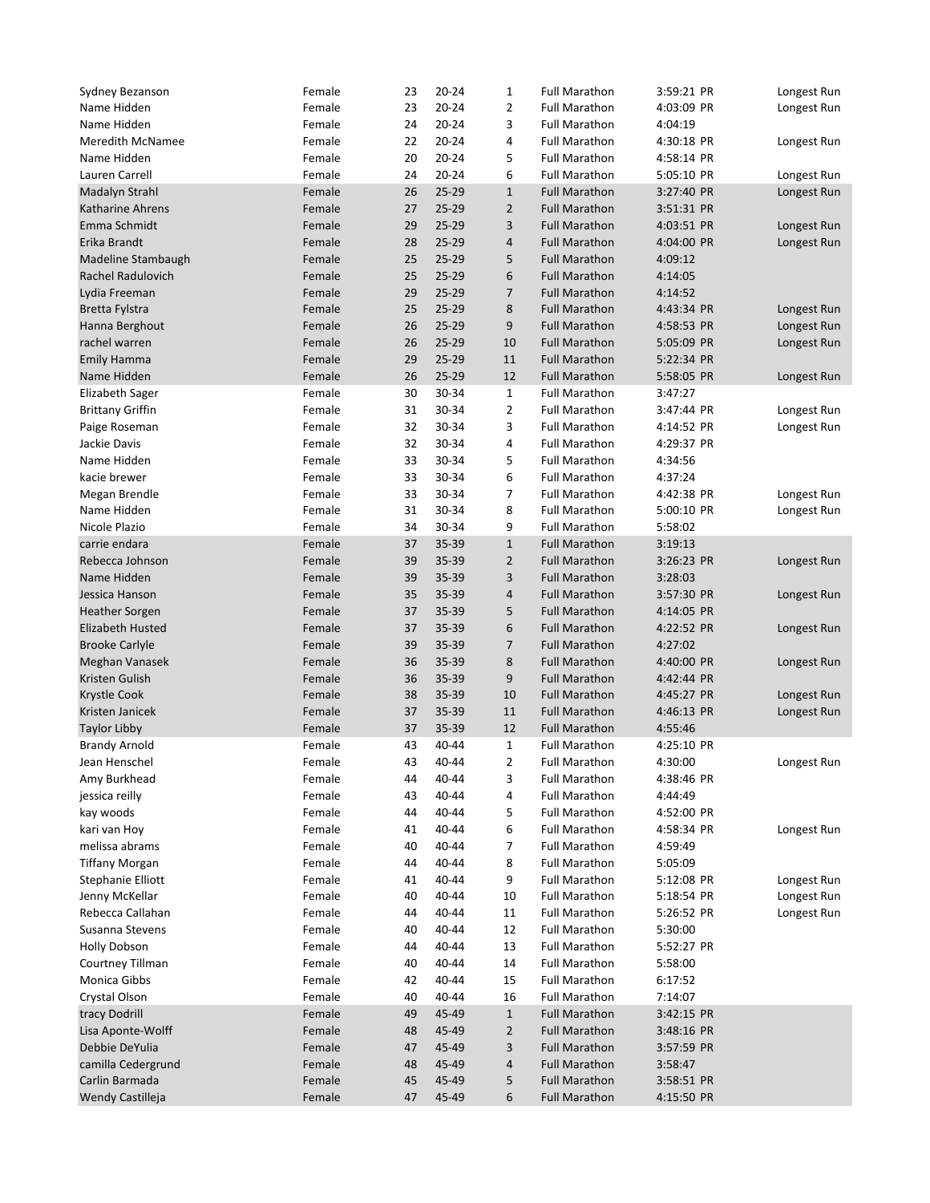| | | | | | | | |
|---|---|---|---|---|---|---|---|
| Sydney Bezanson | Female | 23 | 20-24 | 1 | Full Marathon | 3:59:21 PR | Longest Run |
| Name Hidden | Female | 23 | 20-24 | 2 | Full Marathon | 4:03:09 PR | Longest Run |
| Name Hidden | Female | 24 | 20-24 | 3 | Full Marathon | 4:04:19 | |
| Meredith McNamee | Female | 22 | 20-24 | 4 | Full Marathon | 4:30:18 PR | Longest Run |
| Name Hidden | Female | 20 | 20-24 | 5 | Full Marathon | 4:58:14 PR | |
| Lauren Carrell | Female | 24 | 20-24 | 6 | Full Marathon | 5:05:10 PR | Longest Run |
| Madalyn Strahl | Female | 26 | 25-29 | 1 | Full Marathon | 3:27:40 PR | Longest Run |
| Katharine Ahrens | Female | 27 | 25-29 | 2 | Full Marathon | 3:51:31 PR | |
| Emma Schmidt | Female | 29 | 25-29 | 3 | Full Marathon | 4:03:51 PR | Longest Run |
| Erika Brandt | Female | 28 | 25-29 | 4 | Full Marathon | 4:04:00 PR | Longest Run |
| Madeline Stambaugh | Female | 25 | 25-29 | 5 | Full Marathon | 4:09:12 | |
| Rachel Radulovich | Female | 25 | 25-29 | 6 | Full Marathon | 4:14:05 | |
| Lydia Freeman | Female | 29 | 25-29 | 7 | Full Marathon | 4:14:52 | |
| Bretta Fylstra | Female | 25 | 25-29 | 8 | Full Marathon | 4:43:34 PR | Longest Run |
| Hanna Berghout | Female | 26 | 25-29 | 9 | Full Marathon | 4:58:53 PR | Longest Run |
| rachel warren | Female | 26 | 25-29 | 10 | Full Marathon | 5:05:09 PR | Longest Run |
| Emily Hamma | Female | 29 | 25-29 | 11 | Full Marathon | 5:22:34 PR | |
| Name Hidden | Female | 26 | 25-29 | 12 | Full Marathon | 5:58:05 PR | Longest Run |
| Elizabeth Sager | Female | 30 | 30-34 | 1 | Full Marathon | 3:47:27 | |
| Brittany Griffin | Female | 31 | 30-34 | 2 | Full Marathon | 3:47:44 PR | Longest Run |
| Paige Roseman | Female | 32 | 30-34 | 3 | Full Marathon | 4:14:52 PR | Longest Run |
| Jackie Davis | Female | 32 | 30-34 | 4 | Full Marathon | 4:29:37 PR | |
| Name Hidden | Female | 33 | 30-34 | 5 | Full Marathon | 4:34:56 | |
| kacie brewer | Female | 33 | 30-34 | 6 | Full Marathon | 4:37:24 | |
| Megan Brendle | Female | 33 | 30-34 | 7 | Full Marathon | 4:42:38 PR | Longest Run |
| Name Hidden | Female | 31 | 30-34 | 8 | Full Marathon | 5:00:10 PR | Longest Run |
| Nicole Plazio | Female | 34 | 30-34 | 9 | Full Marathon | 5:58:02 | |
| carrie endara | Female | 37 | 35-39 | 1 | Full Marathon | 3:19:13 | |
| Rebecca Johnson | Female | 39 | 35-39 | 2 | Full Marathon | 3:26:23 PR | Longest Run |
| Name Hidden | Female | 39 | 35-39 | 3 | Full Marathon | 3:28:03 | |
| Jessica Hanson | Female | 35 | 35-39 | 4 | Full Marathon | 3:57:30 PR | Longest Run |
| Heather Sorgen | Female | 37 | 35-39 | 5 | Full Marathon | 4:14:05 PR | |
| Elizabeth Husted | Female | 37 | 35-39 | 6 | Full Marathon | 4:22:52 PR | Longest Run |
| Brooke Carlyle | Female | 39 | 35-39 | 7 | Full Marathon | 4:27:02 | |
| Meghan Vanasek | Female | 36 | 35-39 | 8 | Full Marathon | 4:40:00 PR | Longest Run |
| Kristen Gulish | Female | 36 | 35-39 | 9 | Full Marathon | 4:42:44 PR | |
| Krystle Cook | Female | 38 | 35-39 | 10 | Full Marathon | 4:45:27 PR | Longest Run |
| Kristen Janicek | Female | 37 | 35-39 | 11 | Full Marathon | 4:46:13 PR | Longest Run |
| Taylor Libby | Female | 37 | 35-39 | 12 | Full Marathon | 4:55:46 | |
| Brandy Arnold | Female | 43 | 40-44 | 1 | Full Marathon | 4:25:10 PR | |
| Jean Henschel | Female | 43 | 40-44 | 2 | Full Marathon | 4:30:00 | Longest Run |
| Amy Burkhead | Female | 44 | 40-44 | 3 | Full Marathon | 4:38:46 PR | |
| jessica reilly | Female | 43 | 40-44 | 4 | Full Marathon | 4:44:49 | |
| kay woods | Female | 44 | 40-44 | 5 | Full Marathon | 4:52:00 PR | |
| kari van Hoy | Female | 41 | 40-44 | 6 | Full Marathon | 4:58:34 PR | Longest Run |
| melissa abrams | Female | 40 | 40-44 | 7 | Full Marathon | 4:59:49 | |
| Tiffany Morgan | Female | 44 | 40-44 | 8 | Full Marathon | 5:05:09 | |
| Stephanie Elliott | Female | 41 | 40-44 | 9 | Full Marathon | 5:12:08 PR | Longest Run |
| Jenny McKellar | Female | 40 | 40-44 | 10 | Full Marathon | 5:18:54 PR | Longest Run |
| Rebecca Callahan | Female | 44 | 40-44 | 11 | Full Marathon | 5:26:52 PR | Longest Run |
| Susanna Stevens | Female | 40 | 40-44 | 12 | Full Marathon | 5:30:00 | |
| Holly Dobson | Female | 44 | 40-44 | 13 | Full Marathon | 5:52:27 PR | |
| Courtney Tillman | Female | 40 | 40-44 | 14 | Full Marathon | 5:58:00 | |
| Monica Gibbs | Female | 42 | 40-44 | 15 | Full Marathon | 6:17:52 | |
| Crystal Olson | Female | 40 | 40-44 | 16 | Full Marathon | 7:14:07 | |
| tracy Dodrill | Female | 49 | 45-49 | 1 | Full Marathon | 3:42:15 PR | |
| Lisa Aponte-Wolff | Female | 48 | 45-49 | 2 | Full Marathon | 3:48:16 PR | |
| Debbie DeYulia | Female | 47 | 45-49 | 3 | Full Marathon | 3:57:59 PR | |
| camilla Cedergrund | Female | 48 | 45-49 | 4 | Full Marathon | 3:58:47 | |
| Carlin Barmada | Female | 45 | 45-49 | 5 | Full Marathon | 3:58:51 PR | |
| Wendy Castilleja | Female | 47 | 45-49 | 6 | Full Marathon | 4:15:50 PR | |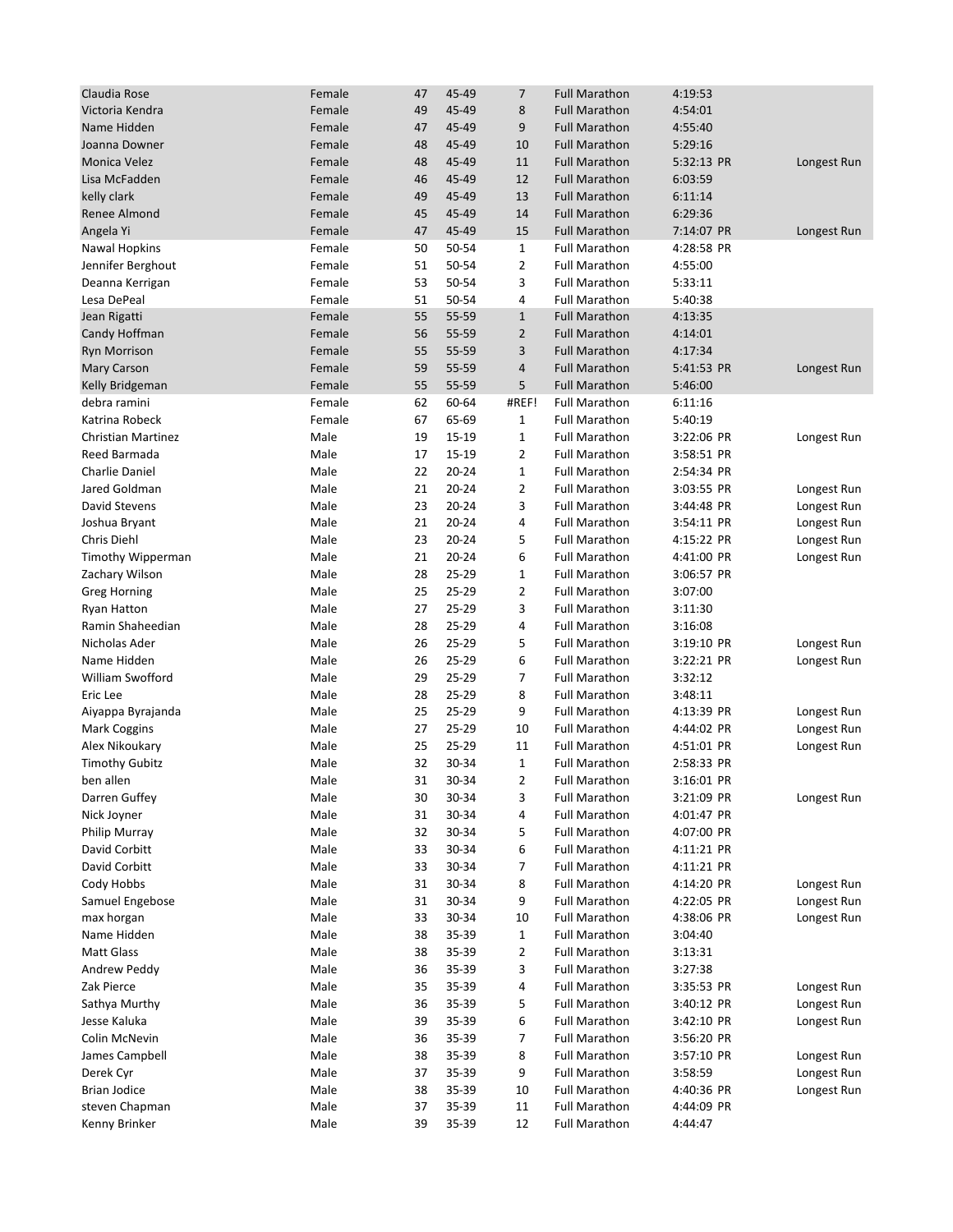| | | | | | | | |
|---|---|---|---|---|---|---|---|
| Claudia Rose | Female | 47 | 45-49 | 7 | Full Marathon | 4:19:53 | |
| Victoria Kendra | Female | 49 | 45-49 | 8 | Full Marathon | 4:54:01 | |
| Name Hidden | Female | 47 | 45-49 | 9 | Full Marathon | 4:55:40 | |
| Joanna Downer | Female | 48 | 45-49 | 10 | Full Marathon | 5:29:16 | |
| Monica Velez | Female | 48 | 45-49 | 11 | Full Marathon | 5:32:13 PR | Longest Run |
| Lisa McFadden | Female | 46 | 45-49 | 12 | Full Marathon | 6:03:59 | |
| kelly clark | Female | 49 | 45-49 | 13 | Full Marathon | 6:11:14 | |
| Renee Almond | Female | 45 | 45-49 | 14 | Full Marathon | 6:29:36 | |
| Angela Yi | Female | 47 | 45-49 | 15 | Full Marathon | 7:14:07 PR | Longest Run |
| Nawal Hopkins | Female | 50 | 50-54 | 1 | Full Marathon | 4:28:58 PR | |
| Jennifer Berghout | Female | 51 | 50-54 | 2 | Full Marathon | 4:55:00 | |
| Deanna Kerrigan | Female | 53 | 50-54 | 3 | Full Marathon | 5:33:11 | |
| Lesa DePeal | Female | 51 | 50-54 | 4 | Full Marathon | 5:40:38 | |
| Jean Rigatti | Female | 55 | 55-59 | 1 | Full Marathon | 4:13:35 | |
| Candy Hoffman | Female | 56 | 55-59 | 2 | Full Marathon | 4:14:01 | |
| Ryn Morrison | Female | 55 | 55-59 | 3 | Full Marathon | 4:17:34 | |
| Mary Carson | Female | 59 | 55-59 | 4 | Full Marathon | 5:41:53 PR | Longest Run |
| Kelly Bridgeman | Female | 55 | 55-59 | 5 | Full Marathon | 5:46:00 | |
| debra ramini | Female | 62 | 60-64 | #REF! | Full Marathon | 6:11:16 | |
| Katrina Robeck | Female | 67 | 65-69 | 1 | Full Marathon | 5:40:19 | |
| Christian Martinez | Male | 19 | 15-19 | 1 | Full Marathon | 3:22:06 PR | Longest Run |
| Reed Barmada | Male | 17 | 15-19 | 2 | Full Marathon | 3:58:51 PR | |
| Charlie Daniel | Male | 22 | 20-24 | 1 | Full Marathon | 2:54:34 PR | |
| Jared Goldman | Male | 21 | 20-24 | 2 | Full Marathon | 3:03:55 PR | Longest Run |
| David Stevens | Male | 23 | 20-24 | 3 | Full Marathon | 3:44:48 PR | Longest Run |
| Joshua Bryant | Male | 21 | 20-24 | 4 | Full Marathon | 3:54:11 PR | Longest Run |
| Chris Diehl | Male | 23 | 20-24 | 5 | Full Marathon | 4:15:22 PR | Longest Run |
| Timothy Wipperman | Male | 21 | 20-24 | 6 | Full Marathon | 4:41:00 PR | Longest Run |
| Zachary Wilson | Male | 28 | 25-29 | 1 | Full Marathon | 3:06:57 PR | |
| Greg Horning | Male | 25 | 25-29 | 2 | Full Marathon | 3:07:00 | |
| Ryan Hatton | Male | 27 | 25-29 | 3 | Full Marathon | 3:11:30 | |
| Ramin Shaheedian | Male | 28 | 25-29 | 4 | Full Marathon | 3:16:08 | |
| Nicholas Ader | Male | 26 | 25-29 | 5 | Full Marathon | 3:19:10 PR | Longest Run |
| Name Hidden | Male | 26 | 25-29 | 6 | Full Marathon | 3:22:21 PR | Longest Run |
| William Swofford | Male | 29 | 25-29 | 7 | Full Marathon | 3:32:12 | |
| Eric Lee | Male | 28 | 25-29 | 8 | Full Marathon | 3:48:11 | |
| Aiyappa Byrajanda | Male | 25 | 25-29 | 9 | Full Marathon | 4:13:39 PR | Longest Run |
| Mark Coggins | Male | 27 | 25-29 | 10 | Full Marathon | 4:44:02 PR | Longest Run |
| Alex Nikoukary | Male | 25 | 25-29 | 11 | Full Marathon | 4:51:01 PR | Longest Run |
| Timothy Gubitz | Male | 32 | 30-34 | 1 | Full Marathon | 2:58:33 PR | |
| ben allen | Male | 31 | 30-34 | 2 | Full Marathon | 3:16:01 PR | |
| Darren Guffey | Male | 30 | 30-34 | 3 | Full Marathon | 3:21:09 PR | Longest Run |
| Nick Joyner | Male | 31 | 30-34 | 4 | Full Marathon | 4:01:47 PR | |
| Philip Murray | Male | 32 | 30-34 | 5 | Full Marathon | 4:07:00 PR | |
| David Corbitt | Male | 33 | 30-34 | 6 | Full Marathon | 4:11:21 PR | |
| David Corbitt | Male | 33 | 30-34 | 7 | Full Marathon | 4:11:21 PR | |
| Cody Hobbs | Male | 31 | 30-34 | 8 | Full Marathon | 4:14:20 PR | Longest Run |
| Samuel Engebose | Male | 31 | 30-34 | 9 | Full Marathon | 4:22:05 PR | Longest Run |
| max horgan | Male | 33 | 30-34 | 10 | Full Marathon | 4:38:06 PR | Longest Run |
| Name Hidden | Male | 38 | 35-39 | 1 | Full Marathon | 3:04:40 | |
| Matt Glass | Male | 38 | 35-39 | 2 | Full Marathon | 3:13:31 | |
| Andrew Peddy | Male | 36 | 35-39 | 3 | Full Marathon | 3:27:38 | |
| Zak Pierce | Male | 35 | 35-39 | 4 | Full Marathon | 3:35:53 PR | Longest Run |
| Sathya Murthy | Male | 36 | 35-39 | 5 | Full Marathon | 3:40:12 PR | Longest Run |
| Jesse Kaluka | Male | 39 | 35-39 | 6 | Full Marathon | 3:42:10 PR | Longest Run |
| Colin McNevin | Male | 36 | 35-39 | 7 | Full Marathon | 3:56:20 PR | |
| James Campbell | Male | 38 | 35-39 | 8 | Full Marathon | 3:57:10 PR | Longest Run |
| Derek Cyr | Male | 37 | 35-39 | 9 | Full Marathon | 3:58:59 | Longest Run |
| Brian Jodice | Male | 38 | 35-39 | 10 | Full Marathon | 4:40:36 PR | Longest Run |
| steven Chapman | Male | 37 | 35-39 | 11 | Full Marathon | 4:44:09 PR | |
| Kenny Brinker | Male | 39 | 35-39 | 12 | Full Marathon | 4:44:47 | |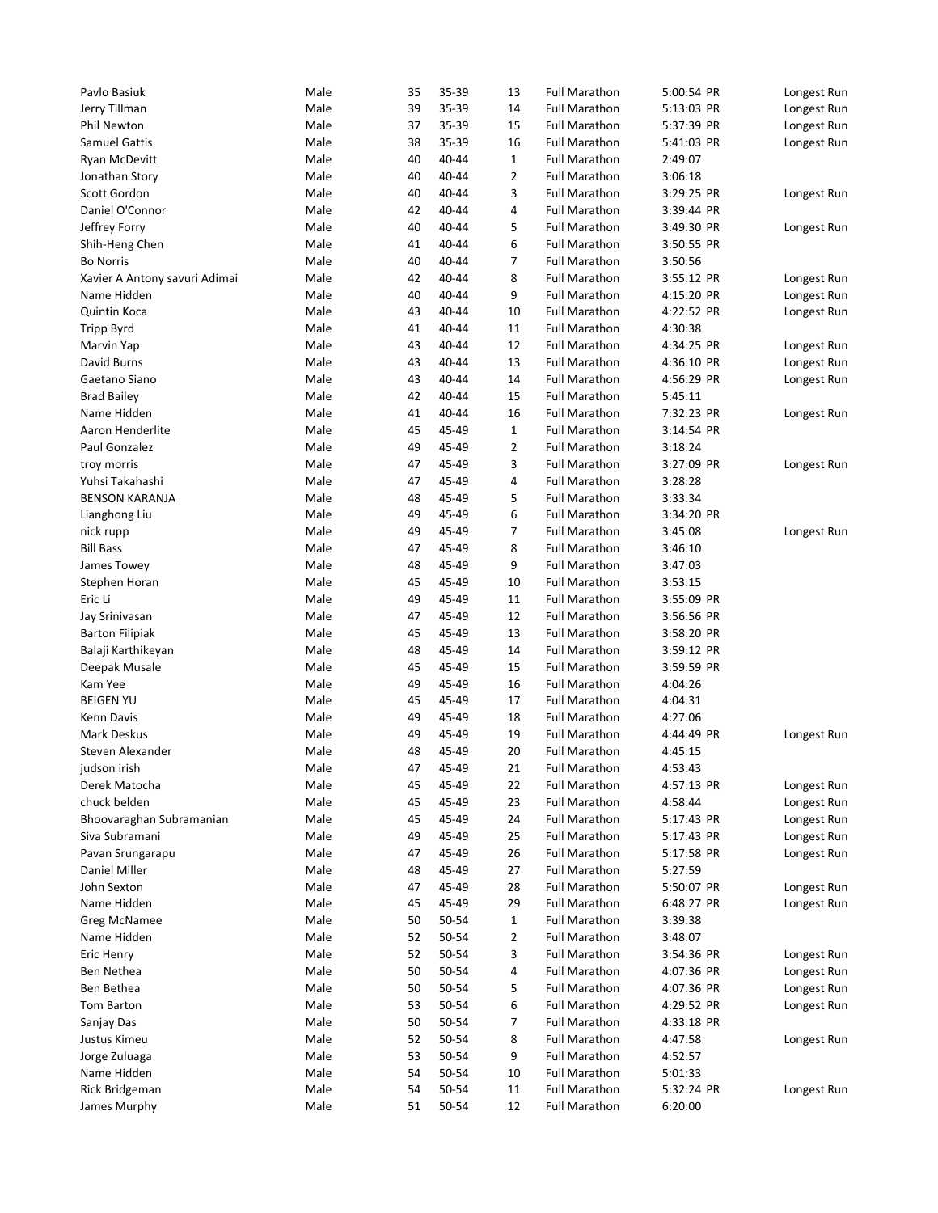| | | | | | | | |
|---|---|---|---|---|---|---|---|
| Pavlo Basiuk | Male | 35 | 35-39 | 13 | Full Marathon | 5:00:54 PR | Longest Run |
| Jerry Tillman | Male | 39 | 35-39 | 14 | Full Marathon | 5:13:03 PR | Longest Run |
| Phil Newton | Male | 37 | 35-39 | 15 | Full Marathon | 5:37:39 PR | Longest Run |
| Samuel Gattis | Male | 38 | 35-39 | 16 | Full Marathon | 5:41:03 PR | Longest Run |
| Ryan McDevitt | Male | 40 | 40-44 | 1 | Full Marathon | 2:49:07 | |
| Jonathan Story | Male | 40 | 40-44 | 2 | Full Marathon | 3:06:18 | |
| Scott Gordon | Male | 40 | 40-44 | 3 | Full Marathon | 3:29:25 PR | Longest Run |
| Daniel O'Connor | Male | 42 | 40-44 | 4 | Full Marathon | 3:39:44 PR | |
| Jeffrey Forry | Male | 40 | 40-44 | 5 | Full Marathon | 3:49:30 PR | Longest Run |
| Shih-Heng Chen | Male | 41 | 40-44 | 6 | Full Marathon | 3:50:55 PR | |
| Bo Norris | Male | 40 | 40-44 | 7 | Full Marathon | 3:50:56 | |
| Xavier A Antony savuri Adimai | Male | 42 | 40-44 | 8 | Full Marathon | 3:55:12 PR | Longest Run |
| Name Hidden | Male | 40 | 40-44 | 9 | Full Marathon | 4:15:20 PR | Longest Run |
| Quintin Koca | Male | 43 | 40-44 | 10 | Full Marathon | 4:22:52 PR | Longest Run |
| Tripp Byrd | Male | 41 | 40-44 | 11 | Full Marathon | 4:30:38 | |
| Marvin Yap | Male | 43 | 40-44 | 12 | Full Marathon | 4:34:25 PR | Longest Run |
| David Burns | Male | 43 | 40-44 | 13 | Full Marathon | 4:36:10 PR | Longest Run |
| Gaetano Siano | Male | 43 | 40-44 | 14 | Full Marathon | 4:56:29 PR | Longest Run |
| Brad Bailey | Male | 42 | 40-44 | 15 | Full Marathon | 5:45:11 | |
| Name Hidden | Male | 41 | 40-44 | 16 | Full Marathon | 7:32:23 PR | Longest Run |
| Aaron Henderlite | Male | 45 | 45-49 | 1 | Full Marathon | 3:14:54 PR | |
| Paul Gonzalez | Male | 49 | 45-49 | 2 | Full Marathon | 3:18:24 | |
| troy morris | Male | 47 | 45-49 | 3 | Full Marathon | 3:27:09 PR | Longest Run |
| Yuhsi Takahashi | Male | 47 | 45-49 | 4 | Full Marathon | 3:28:28 | |
| BENSON KARANJA | Male | 48 | 45-49 | 5 | Full Marathon | 3:33:34 | |
| Lianghong Liu | Male | 49 | 45-49 | 6 | Full Marathon | 3:34:20 PR | |
| nick rupp | Male | 49 | 45-49 | 7 | Full Marathon | 3:45:08 | Longest Run |
| Bill Bass | Male | 47 | 45-49 | 8 | Full Marathon | 3:46:10 | |
| James Towey | Male | 48 | 45-49 | 9 | Full Marathon | 3:47:03 | |
| Stephen Horan | Male | 45 | 45-49 | 10 | Full Marathon | 3:53:15 | |
| Eric Li | Male | 49 | 45-49 | 11 | Full Marathon | 3:55:09 PR | |
| Jay Srinivasan | Male | 47 | 45-49 | 12 | Full Marathon | 3:56:56 PR | |
| Barton Filipiak | Male | 45 | 45-49 | 13 | Full Marathon | 3:58:20 PR | |
| Balaji Karthikeyan | Male | 48 | 45-49 | 14 | Full Marathon | 3:59:12 PR | |
| Deepak Musale | Male | 45 | 45-49 | 15 | Full Marathon | 3:59:59 PR | |
| Kam Yee | Male | 49 | 45-49 | 16 | Full Marathon | 4:04:26 | |
| BEIGEN YU | Male | 45 | 45-49 | 17 | Full Marathon | 4:04:31 | |
| Kenn Davis | Male | 49 | 45-49 | 18 | Full Marathon | 4:27:06 | |
| Mark Deskus | Male | 49 | 45-49 | 19 | Full Marathon | 4:44:49 PR | Longest Run |
| Steven Alexander | Male | 48 | 45-49 | 20 | Full Marathon | 4:45:15 | |
| judson irish | Male | 47 | 45-49 | 21 | Full Marathon | 4:53:43 | |
| Derek Matocha | Male | 45 | 45-49 | 22 | Full Marathon | 4:57:13 PR | Longest Run |
| chuck belden | Male | 45 | 45-49 | 23 | Full Marathon | 4:58:44 | Longest Run |
| Bhoovaraghan Subramanian | Male | 45 | 45-49 | 24 | Full Marathon | 5:17:43 PR | Longest Run |
| Siva Subramani | Male | 49 | 45-49 | 25 | Full Marathon | 5:17:43 PR | Longest Run |
| Pavan Srungarapu | Male | 47 | 45-49 | 26 | Full Marathon | 5:17:58 PR | Longest Run |
| Daniel Miller | Male | 48 | 45-49 | 27 | Full Marathon | 5:27:59 | |
| John Sexton | Male | 47 | 45-49 | 28 | Full Marathon | 5:50:07 PR | Longest Run |
| Name Hidden | Male | 45 | 45-49 | 29 | Full Marathon | 6:48:27 PR | Longest Run |
| Greg McNamee | Male | 50 | 50-54 | 1 | Full Marathon | 3:39:38 | |
| Name Hidden | Male | 52 | 50-54 | 2 | Full Marathon | 3:48:07 | |
| Eric Henry | Male | 52 | 50-54 | 3 | Full Marathon | 3:54:36 PR | Longest Run |
| Ben Nethea | Male | 50 | 50-54 | 4 | Full Marathon | 4:07:36 PR | Longest Run |
| Ben Bethea | Male | 50 | 50-54 | 5 | Full Marathon | 4:07:36 PR | Longest Run |
| Tom Barton | Male | 53 | 50-54 | 6 | Full Marathon | 4:29:52 PR | Longest Run |
| Sanjay Das | Male | 50 | 50-54 | 7 | Full Marathon | 4:33:18 PR | |
| Justus Kimeu | Male | 52 | 50-54 | 8 | Full Marathon | 4:47:58 | Longest Run |
| Jorge Zuluaga | Male | 53 | 50-54 | 9 | Full Marathon | 4:52:57 | |
| Name Hidden | Male | 54 | 50-54 | 10 | Full Marathon | 5:01:33 | |
| Rick Bridgeman | Male | 54 | 50-54 | 11 | Full Marathon | 5:32:24 PR | Longest Run |
| James Murphy | Male | 51 | 50-54 | 12 | Full Marathon | 6:20:00 | |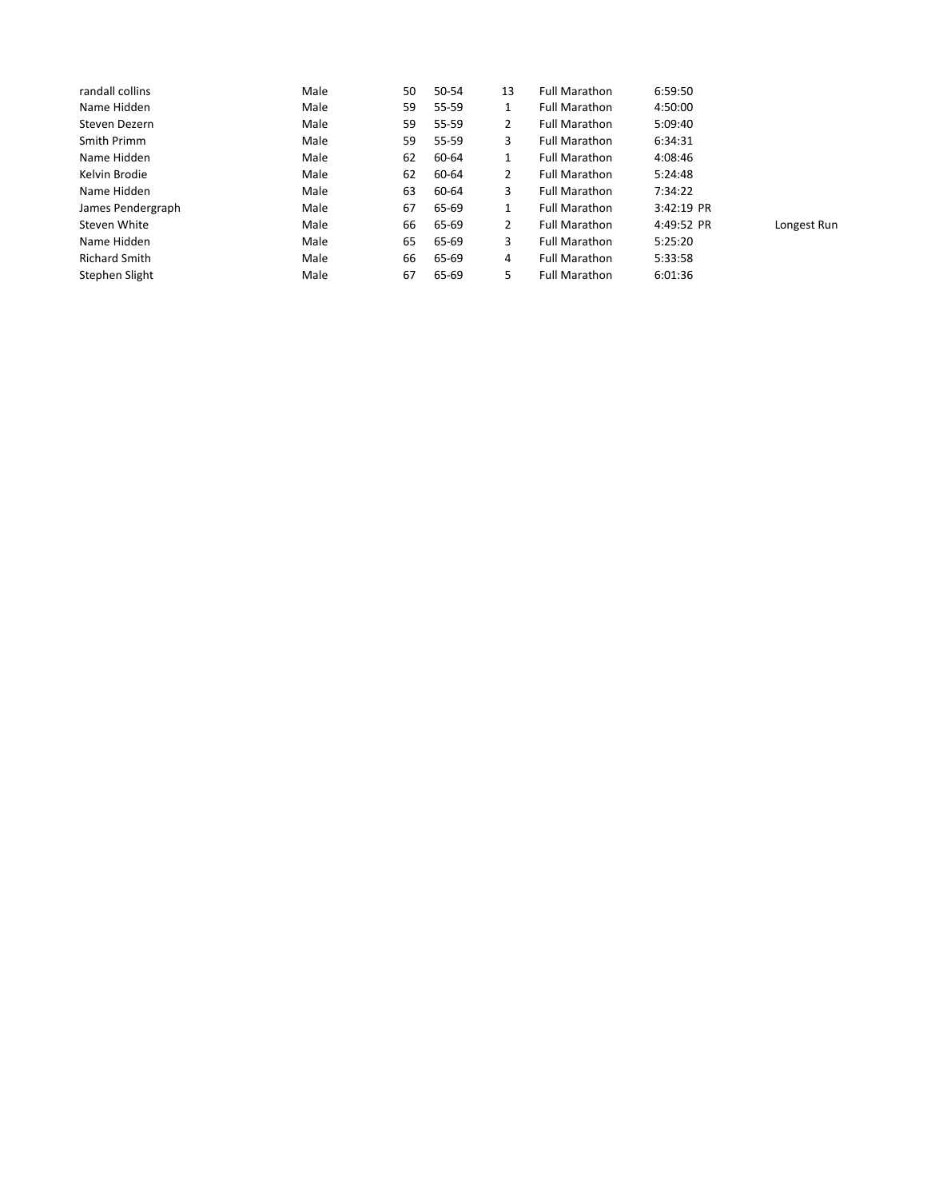| | | | | | | | | |
|---|---|---|---|---|---|---|---|---|
| randall collins | Male | 50 | 50-54 | 13 | Full Marathon | 6:59:50 | | |
| Name Hidden | Male | 59 | 55-59 | 1 | Full Marathon | 4:50:00 | | |
| Steven Dezern | Male | 59 | 55-59 | 2 | Full Marathon | 5:09:40 | | |
| Smith Primm | Male | 59 | 55-59 | 3 | Full Marathon | 6:34:31 | | |
| Name Hidden | Male | 62 | 60-64 | 1 | Full Marathon | 4:08:46 | | |
| Kelvin Brodie | Male | 62 | 60-64 | 2 | Full Marathon | 5:24:48 | | |
| Name Hidden | Male | 63 | 60-64 | 3 | Full Marathon | 7:34:22 | | |
| James Pendergraph | Male | 67 | 65-69 | 1 | Full Marathon | 3:42:19 | PR | |
| Steven White | Male | 66 | 65-69 | 2 | Full Marathon | 4:49:52 | PR | Longest Run |
| Name Hidden | Male | 65 | 65-69 | 3 | Full Marathon | 5:25:20 | | |
| Richard Smith | Male | 66 | 65-69 | 4 | Full Marathon | 5:33:58 | | |
| Stephen Slight | Male | 67 | 65-69 | 5 | Full Marathon | 6:01:36 | | |